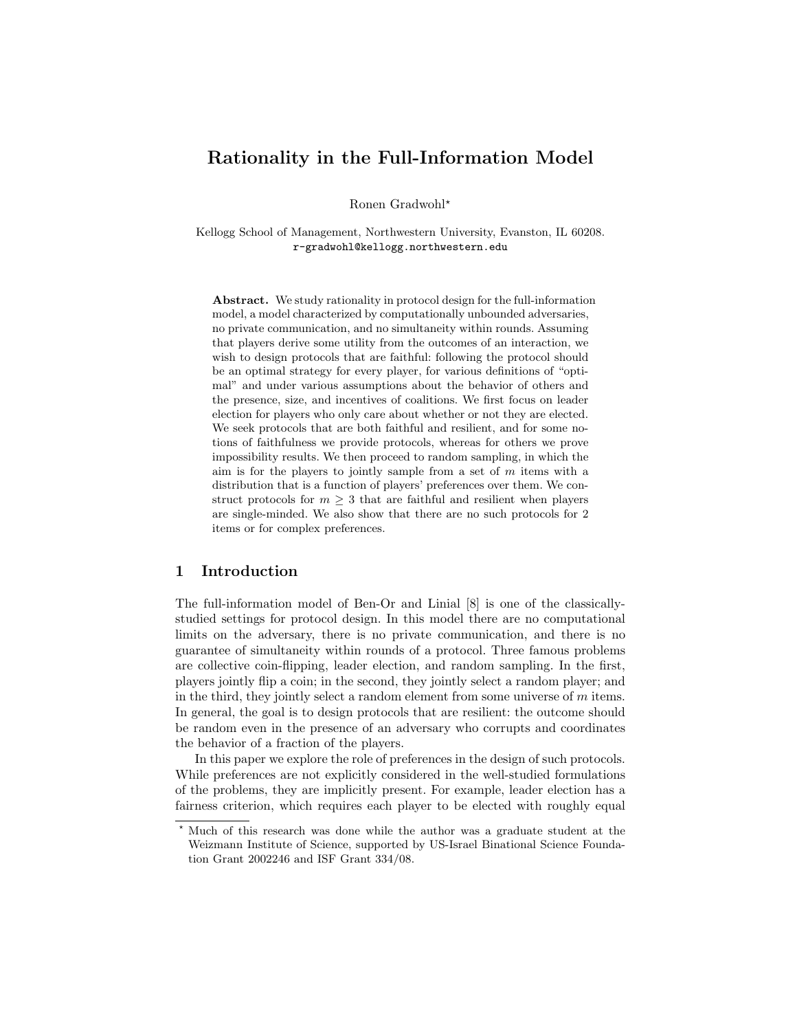# Rationality in the Full-Information Model

Ronen Gradwohl*

Kellogg School of Management, Northwestern University, Evanston, IL 60208.
r-gradwohl@kellogg.northwestern.edu

**Abstract.** We study rationality in protocol design for the full-information model, a model characterized by computationally unbounded adversaries, no private communication, and no simultaneity within rounds. Assuming that players derive some utility from the outcomes of an interaction, we wish to design protocols that are faithful: following the protocol should be an optimal strategy for every player, for various definitions of "optimal" and under various assumptions about the behavior of others and the presence, size, and incentives of coalitions. We first focus on leader election for players who only care about whether or not they are elected. We seek protocols that are both faithful and resilient, and for some notions of faithfulness we provide protocols, whereas for others we prove impossibility results. We then proceed to random sampling, in which the aim is for the players to jointly sample from a set of $m$ items with a distribution that is a function of players' preferences over them. We construct protocols for $m \geq 3$ that are faithful and resilient when players are single-minded. We also show that there are no such protocols for 2 items or for complex preferences.

## 1 Introduction

The full-information model of Ben-Or and Linial [8] is one of the classically-studied settings for protocol design. In this model there are no computational limits on the adversary, there is no private communication, and there is no guarantee of simultaneity within rounds of a protocol. Three famous problems are collective coin-flipping, leader election, and random sampling. In the first, players jointly flip a coin; in the second, they jointly select a random player; and in the third, they jointly select a random element from some universe of $m$ items. In general, the goal is to design protocols that are resilient: the outcome should be random even in the presence of an adversary who corrupts and coordinates the behavior of a fraction of the players.

In this paper we explore the role of preferences in the design of such protocols. While preferences are not explicitly considered in the well-studied formulations of the problems, they are implicitly present. For example, leader election has a fairness criterion, which requires each player to be elected with roughly equal

* Much of this research was done while the author was a graduate student at the Weizmann Institute of Science, supported by US-Israel Binational Science Foundation Grant 2002246 and ISF Grant 334/08.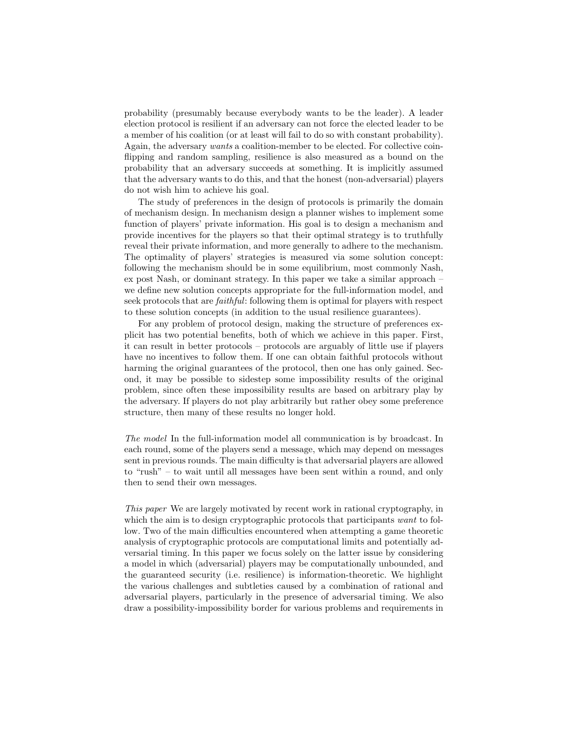probability (presumably because everybody wants to be the leader). A leader election protocol is resilient if an adversary can not force the elected leader to be a member of his coalition (or at least will fail to do so with constant probability). Again, the adversary *wants* a coalition-member to be elected. For collective coin-flipping and random sampling, resilience is also measured as a bound on the probability that an adversary succeeds at something. It is implicitly assumed that the adversary wants to do this, and that the honest (non-adversarial) players do not wish him to achieve his goal.

The study of preferences in the design of protocols is primarily the domain of mechanism design. In mechanism design a planner wishes to implement some function of players' private information. His goal is to design a mechanism and provide incentives for the players so that their optimal strategy is to truthfully reveal their private information, and more generally to adhere to the mechanism. The optimality of players' strategies is measured via some solution concept: following the mechanism should be in some equilibrium, most commonly Nash, ex post Nash, or dominant strategy. In this paper we take a similar approach – we define new solution concepts appropriate for the full-information model, and seek protocols that are *faithful*: following them is optimal for players with respect to these solution concepts (in addition to the usual resilience guarantees).

For any problem of protocol design, making the structure of preferences explicit has two potential benefits, both of which we achieve in this paper. First, it can result in better protocols – protocols are arguably of little use if players have no incentives to follow them. If one can obtain faithful protocols without harming the original guarantees of the protocol, then one has only gained. Second, it may be possible to sidestep some impossibility results of the original problem, since often these impossibility results are based on arbitrary play by the adversary. If players do not play arbitrarily but rather obey some preference structure, then many of these results no longer hold.

*The model* In the full-information model all communication is by broadcast. In each round, some of the players send a message, which may depend on messages sent in previous rounds. The main difficulty is that adversarial players are allowed to "rush" – to wait until all messages have been sent within a round, and only then to send their own messages.

*This paper* We are largely motivated by recent work in rational cryptography, in which the aim is to design cryptographic protocols that participants *want* to follow. Two of the main difficulties encountered when attempting a game theoretic analysis of cryptographic protocols are computational limits and potentially adversarial timing. In this paper we focus solely on the latter issue by considering a model in which (adversarial) players may be computationally unbounded, and the guaranteed security (i.e. resilience) is information-theoretic. We highlight the various challenges and subtleties caused by a combination of rational and adversarial players, particularly in the presence of adversarial timing. We also draw a possibility-impossibility border for various problems and requirements in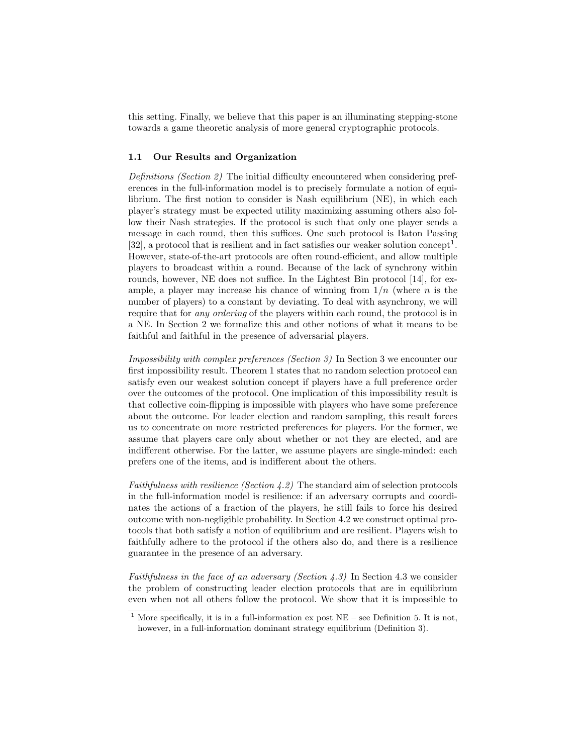this setting. Finally, we believe that this paper is an illuminating stepping-stone towards a game theoretic analysis of more general cryptographic protocols.

### 1.1 Our Results and Organization

*Definitions (Section 2)* The initial difficulty encountered when considering preferences in the full-information model is to precisely formulate a notion of equilibrium. The first notion to consider is Nash equilibrium (NE), in which each player's strategy must be expected utility maximizing assuming others also follow their Nash strategies. If the protocol is such that only one player sends a message in each round, then this suffices. One such protocol is Baton Passing [32], a protocol that is resilient and in fact satisfies our weaker solution concept[1]. However, state-of-the-art protocols are often round-efficient, and allow multiple players to broadcast within a round. Because of the lack of synchrony within rounds, however, NE does not suffice. In the Lightest Bin protocol [14], for example, a player may increase his chance of winning from $1/n$ (where $n$ is the number of players) to a constant by deviating. To deal with asynchrony, we will require that for *any ordering* of the players within each round, the protocol is in a NE. In Section 2 we formalize this and other notions of what it means to be faithful and faithful in the presence of adversarial players.

*Impossibility with complex preferences (Section 3)* In Section 3 we encounter our first impossibility result. Theorem 1 states that no random selection protocol can satisfy even our weakest solution concept if players have a full preference order over the outcomes of the protocol. One implication of this impossibility result is that collective coin-flipping is impossible with players who have some preference about the outcome. For leader election and random sampling, this result forces us to concentrate on more restricted preferences for players. For the former, we assume that players care only about whether or not they are elected, and are indifferent otherwise. For the latter, we assume players are single-minded: each prefers one of the items, and is indifferent about the others.

*Faithfulness with resilience (Section 4.2)* The standard aim of selection protocols in the full-information model is resilience: if an adversary corrupts and coordinates the actions of a fraction of the players, he still fails to force his desired outcome with non-negligible probability. In Section 4.2 we construct optimal protocols that both satisfy a notion of equilibrium and are resilient. Players wish to faithfully adhere to the protocol if the others also do, and there is a resilience guarantee in the presence of an adversary.

*Faithfulness in the face of an adversary (Section 4.3)* In Section 4.3 we consider the problem of constructing leader election protocols that are in equilibrium even when not all others follow the protocol. We show that it is impossible to

[1] More specifically, it is in a full-information ex post NE – see Definition 5. It is not, however, in a full-information dominant strategy equilibrium (Definition 3).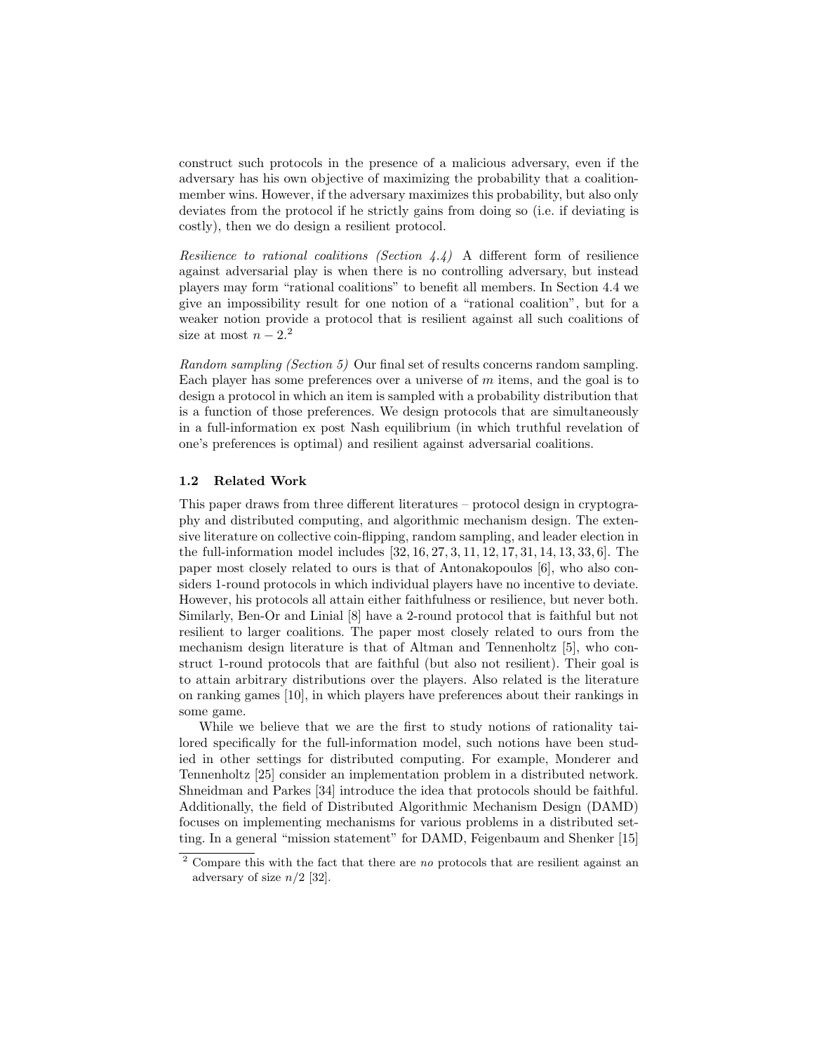construct such protocols in the presence of a malicious adversary, even if the adversary has his own objective of maximizing the probability that a coalition-member wins. However, if the adversary maximizes this probability, but also only deviates from the protocol if he strictly gains from doing so (i.e. if deviating is costly), then we do design a resilient protocol.

*Resilience to rational coalitions (Section 4.4)* A different form of resilience against adversarial play is when there is no controlling adversary, but instead players may form "rational coalitions" to benefit all members. In Section 4.4 we give an impossibility result for one notion of a "rational coalition", but for a weaker notion provide a protocol that is resilient against all such coalitions of size at most $n - 2$.[2]

*Random sampling (Section 5)* Our final set of results concerns random sampling. Each player has some preferences over a universe of $m$ items, and the goal is to design a protocol in which an item is sampled with a probability distribution that is a function of those preferences. We design protocols that are simultaneously in a full-information ex post Nash equilibrium (in which truthful revelation of one's preferences is optimal) and resilient against adversarial coalitions.

### 1.2 Related Work

This paper draws from three different literatures – protocol design in cryptography and distributed computing, and algorithmic mechanism design. The extensive literature on collective coin-flipping, random sampling, and leader election in the full-information model includes [32, 16, 27, 3, 11, 12, 17, 31, 14, 13, 33, 6]. The paper most closely related to ours is that of Antonakopoulos [6], who also considers 1-round protocols in which individual players have no incentive to deviate. However, his protocols all attain either faithfulness or resilience, but never both. Similarly, Ben-Or and Linial [8] have a 2-round protocol that is faithful but not resilient to larger coalitions. The paper most closely related to ours from the mechanism design literature is that of Altman and Tennenholtz [5], who construct 1-round protocols that are faithful (but also not resilient). Their goal is to attain arbitrary distributions over the players. Also related is the literature on ranking games [10], in which players have preferences about their rankings in some game.

While we believe that we are the first to study notions of rationality tailored specifically for the full-information model, such notions have been studied in other settings for distributed computing. For example, Monderer and Tennenholtz [25] consider an implementation problem in a distributed network. Shneidman and Parkes [34] introduce the idea that protocols should be faithful. Additionally, the field of Distributed Algorithmic Mechanism Design (DAMD) focuses on implementing mechanisms for various problems in a distributed setting. In a general "mission statement" for DAMD, Feigenbaum and Shenker [15]

---

[2] Compare this with the fact that there are *no* protocols that are resilient against an adversary of size $n/2$ [32].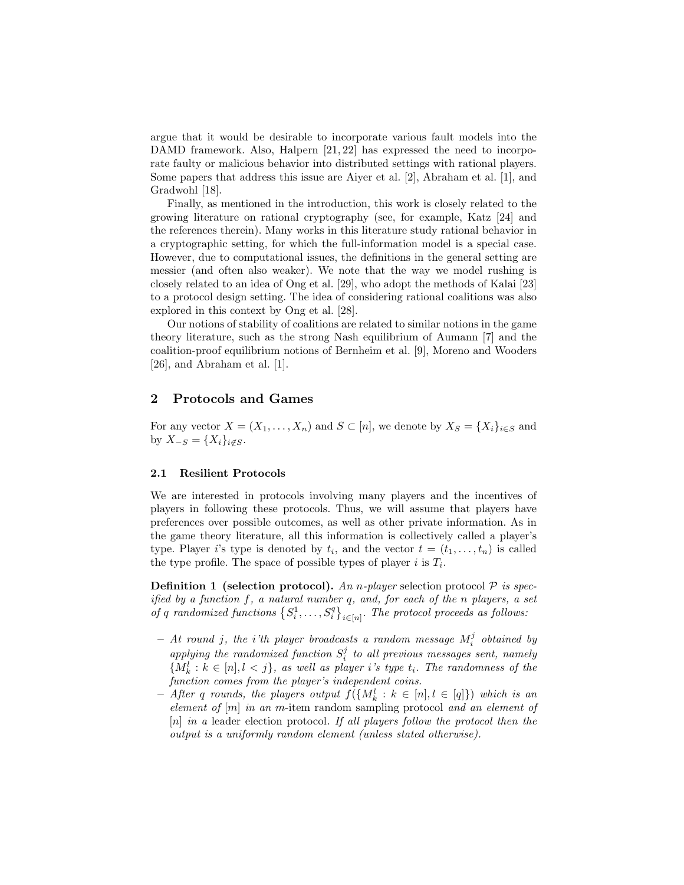argue that it would be desirable to incorporate various fault models into the DAMD framework. Also, Halpern [21, 22] has expressed the need to incorporate faulty or malicious behavior into distributed settings with rational players. Some papers that address this issue are Aiyer et al. [2], Abraham et al. [1], and Gradwohl [18].

Finally, as mentioned in the introduction, this work is closely related to the growing literature on rational cryptography (see, for example, Katz [24] and the references therein). Many works in this literature study rational behavior in a cryptographic setting, for which the full-information model is a special case. However, due to computational issues, the definitions in the general setting are messier (and often also weaker). We note that the way we model rushing is closely related to an idea of Ong et al. [29], who adopt the methods of Kalai [23] to a protocol design setting. The idea of considering rational coalitions was also explored in this context by Ong et al. [28].

Our notions of stability of coalitions are related to similar notions in the game theory literature, such as the strong Nash equilibrium of Aumann [7] and the coalition-proof equilibrium notions of Bernheim et al. [9], Moreno and Wooders [26], and Abraham et al. [1].

## 2 Protocols and Games

For any vector $X = (X_1, \ldots, X_n)$ and $S \subset [n]$, we denote by $X_S = \{X_i\}_{i \in S}$ and by $X_{-S} = \{X_i\}_{i \notin S}$.

### 2.1 Resilient Protocols

We are interested in protocols involving many players and the incentives of players in following these protocols. Thus, we will assume that players have preferences over possible outcomes, as well as other private information. As in the game theory literature, all this information is collectively called a player's type. Player $i$'s type is denoted by $t_i$, and the vector $t = (t_1, \ldots, t_n)$ is called the type profile. The space of possible types of player $i$ is $T_i$.

**Definition 1 (selection protocol).** *An $n$-player* selection protocol $\mathcal{P}$ *is specified by a function $f$, a natural number $q$, and, for each of the $n$ players, a set of $q$ randomized functions $\left\{S_i^1, \ldots, S_i^q\right\}_{i \in [n]}$. The protocol proceeds as follows:*

- *At round $j$, the $i$'th player broadcasts a random message $M_i^j$ obtained by applying the randomized function $S_i^j$ to all previous messages sent, namely $\{M_k^l : k \in [n], l < j\}$, as well as player $i$'s type $t_i$. The randomness of the function comes from the player's independent coins.*
- *After $q$ rounds, the players output $f(\{M_k^l : k \in [n], l \in [q]\})$ which is an element of $[m]$ in an $m$-item* random sampling protocol *and an element of $[n]$ in a* leader election protocol. *If all players follow the protocol then the output is a uniformly random element (unless stated otherwise).*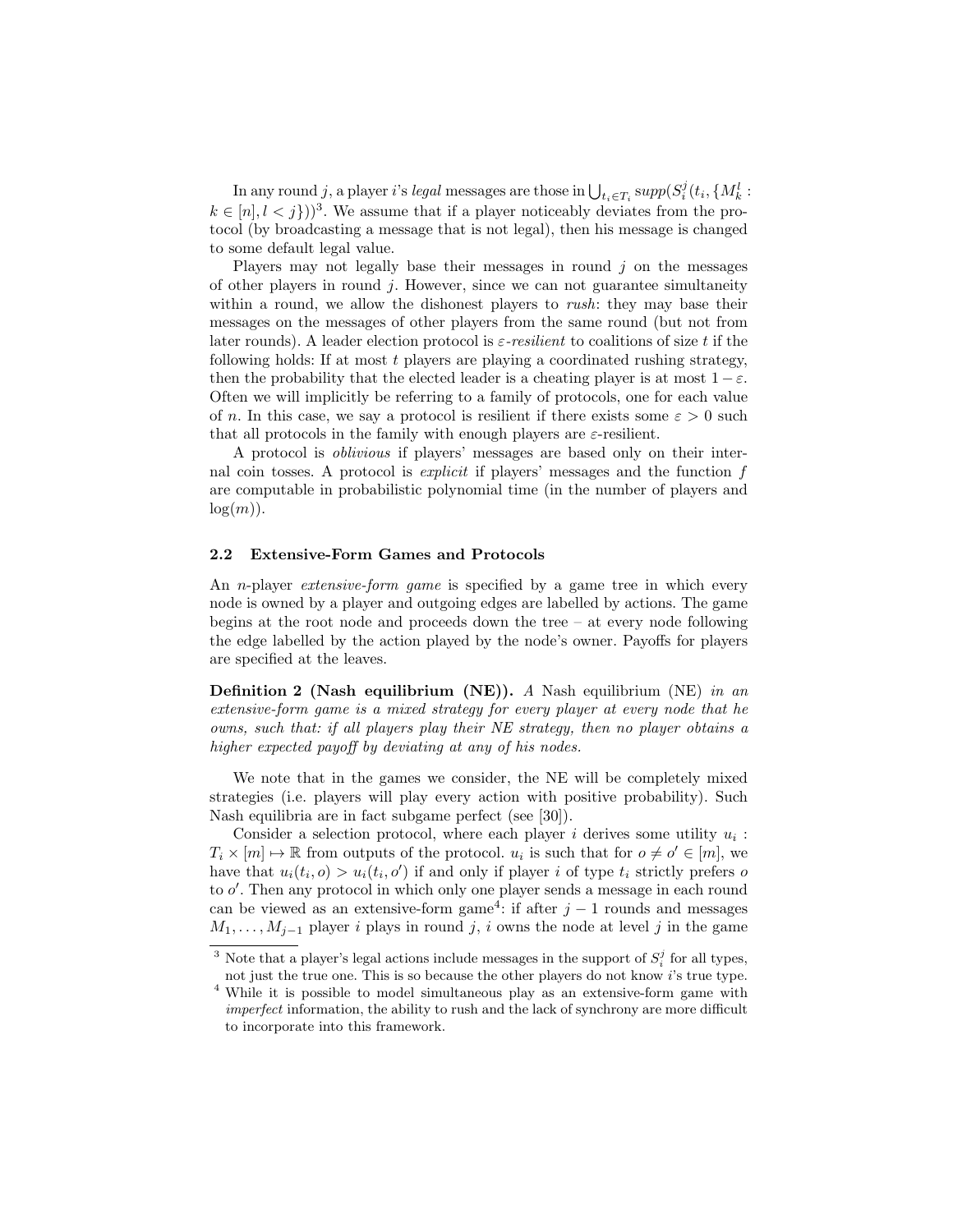In any round $j$, a player $i$'s *legal* messages are those in $\bigcup_{t_i \in T_i} supp(S_i^j(t_i, \{M_k^l : k \in [n], l < j\}))$[3]. We assume that if a player noticeably deviates from the protocol (by broadcasting a message that is not legal), then his message is changed to some default legal value.

Players may not legally base their messages in round $j$ on the messages of other players in round $j$. However, since we can not guarantee simultaneity within a round, we allow the dishonest players to *rush*: they may base their messages on the messages of other players from the same round (but not from later rounds). A leader election protocol is $\varepsilon$-*resilient* to coalitions of size $t$ if the following holds: If at most $t$ players are playing a coordinated rushing strategy, then the probability that the elected leader is a cheating player is at most $1-\varepsilon$. Often we will implicitly be referring to a family of protocols, one for each value of $n$. In this case, we say a protocol is resilient if there exists some $\varepsilon > 0$ such that all protocols in the family with enough players are $\varepsilon$-resilient.

A protocol is *oblivious* if players' messages are based only on their internal coin tosses. A protocol is *explicit* if players' messages and the function $f$ are computable in probabilistic polynomial time (in the number of players and $\log(m)$).

### 2.2 Extensive-Form Games and Protocols

An $n$-player *extensive-form game* is specified by a game tree in which every node is owned by a player and outgoing edges are labelled by actions. The game begins at the root node and proceeds down the tree – at every node following the edge labelled by the action played by the node's owner. Payoffs for players are specified at the leaves.

**Definition 2 (Nash equilibrium (NE)).** *A* Nash equilibrium (NE) *in an extensive-form game is a mixed strategy for every player at every node that he owns, such that: if all players play their NE strategy, then no player obtains a higher expected payoff by deviating at any of his nodes.*

We note that in the games we consider, the NE will be completely mixed strategies (i.e. players will play every action with positive probability). Such Nash equilibria are in fact subgame perfect (see [30]).

Consider a selection protocol, where each player $i$ derives some utility $u_i : T_i \times [m] \mapsto \mathbb{R}$ from outputs of the protocol. $u_i$ is such that for $o \neq o' \in [m]$, we have that $u_i(t_i, o) > u_i(t_i, o')$ if and only if player $i$ of type $t_i$ strictly prefers $o$ to $o'$. Then any protocol in which only one player sends a message in each round can be viewed as an extensive-form game[4]: if after $j-1$ rounds and messages $M_1, \ldots, M_{j-1}$ player $i$ plays in round $j$, $i$ owns the node at level $j$ in the game

---

[3] Note that a player's legal actions include messages in the support of $S_i^j$ for all types, not just the true one. This is so because the other players do not know $i$'s true type.

[4] While it is possible to model simultaneous play as an extensive-form game with *imperfect* information, the ability to rush and the lack of synchrony are more difficult to incorporate into this framework.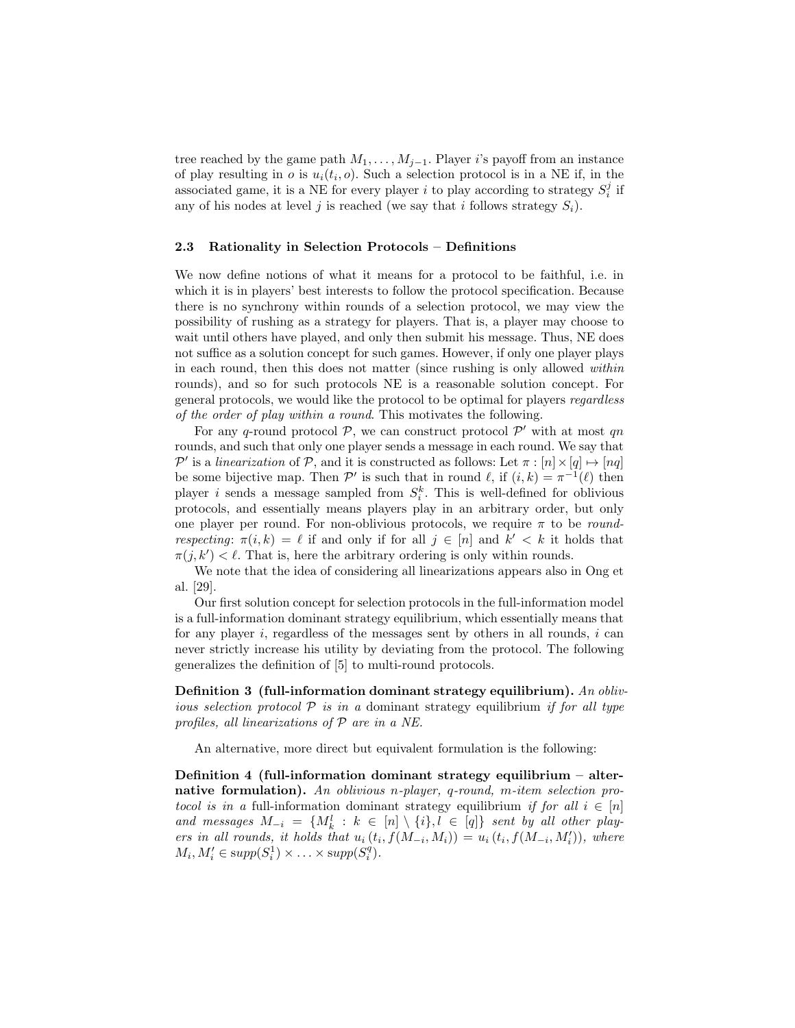tree reached by the game path $M_1, \ldots, M_{j-1}$. Player $i$'s payoff from an instance of play resulting in $o$ is $u_i(t_i, o)$. Such a selection protocol is in a NE if, in the associated game, it is a NE for every player $i$ to play according to strategy $S_i^j$ if any of his nodes at level $j$ is reached (we say that $i$ follows strategy $S_i$).

### 2.3 Rationality in Selection Protocols – Definitions

We now define notions of what it means for a protocol to be faithful, i.e. in which it is in players' best interests to follow the protocol specification. Because there is no synchrony within rounds of a selection protocol, we may view the possibility of rushing as a strategy for players. That is, a player may choose to wait until others have played, and only then submit his message. Thus, NE does not suffice as a solution concept for such games. However, if only one player plays in each round, then this does not matter (since rushing is only allowed *within* rounds), and so for such protocols NE is a reasonable solution concept. For general protocols, we would like the protocol to be optimal for players *regardless of the order of play within a round*. This motivates the following.

For any $q$-round protocol $\mathcal{P}$, we can construct protocol $\mathcal{P}'$ with at most $qn$ rounds, and such that only one player sends a message in each round. We say that $\mathcal{P}'$ is a *linearization* of $\mathcal{P}$, and it is constructed as follows: Let $\pi : [n] \times [q] \mapsto [nq]$ be some bijective map. Then $\mathcal{P}'$ is such that in round $\ell$, if $(i, k) = \pi^{-1}(\ell)$ then player $i$ sends a message sampled from $S_i^k$. This is well-defined for oblivious protocols, and essentially means players play in an arbitrary order, but only one player per round. For non-oblivious protocols, we require $\pi$ to be *round-respecting*: $\pi(i, k) = \ell$ if and only if for all $j \in [n]$ and $k' < k$ it holds that $\pi(j, k') < \ell$. That is, here the arbitrary ordering is only within rounds.

We note that the idea of considering all linearizations appears also in Ong et al. [29].

Our first solution concept for selection protocols in the full-information model is a full-information dominant strategy equilibrium, which essentially means that for any player $i$, regardless of the messages sent by others in all rounds, $i$ can never strictly increase his utility by deviating from the protocol. The following generalizes the definition of [5] to multi-round protocols.

**Definition 3 (full-information dominant strategy equilibrium).** *An oblivious selection protocol $\mathcal{P}$ is in a* dominant strategy equilibrium *if for all type profiles, all linearizations of $\mathcal{P}$ are in a NE.*

An alternative, more direct but equivalent formulation is the following:

**Definition 4 (full-information dominant strategy equilibrium – alternative formulation).** *An oblivious $n$-player, $q$-round, $m$-item selection protocol is in a* full-information dominant strategy equilibrium *if for all $i \in [n]$ and messages $M_{-i} = \{M_k^l : k \in [n] \setminus \{i\}, l \in [q]\}$ sent by all other players in all rounds, it holds that $u_i(t_i, f(M_{-i}, M_i)) = u_i(t_i, f(M_{-i}, M_i'))$, where $M_i, M_i' \in supp(S_i^1) \times \ldots \times supp(S_i^q)$.*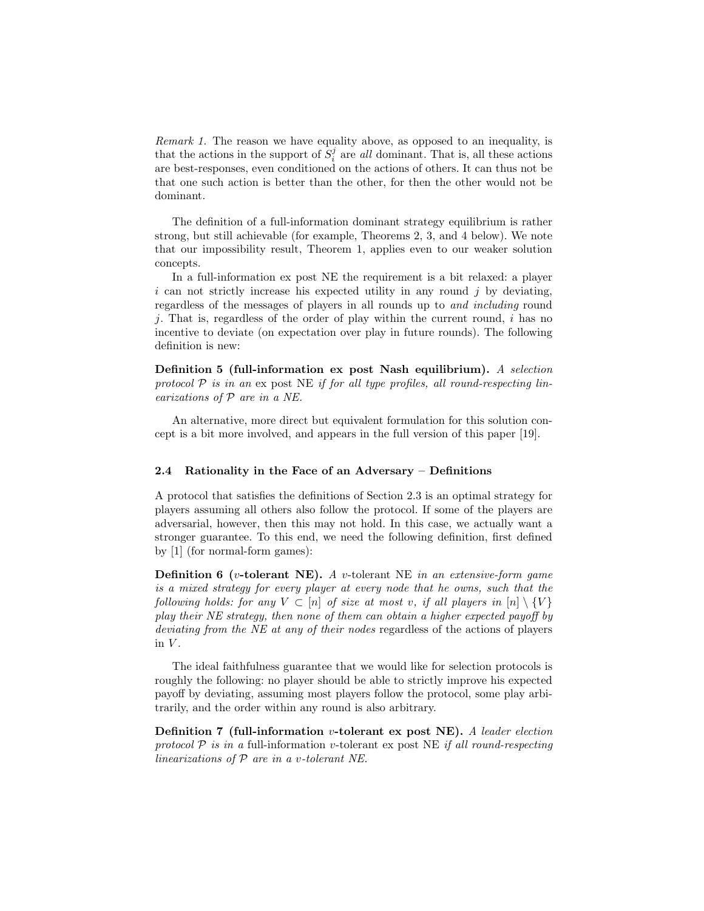*Remark 1.* The reason we have equality above, as opposed to an inequality, is that the actions in the support of $S_i^j$ are *all* dominant. That is, all these actions are best-responses, even conditioned on the actions of others. It can thus not be that one such action is better than the other, for then the other would not be dominant.

The definition of a full-information dominant strategy equilibrium is rather strong, but still achievable (for example, Theorems 2, 3, and 4 below). We note that our impossibility result, Theorem 1, applies even to our weaker solution concepts.

In a full-information ex post NE the requirement is a bit relaxed: a player $i$ can not strictly increase his expected utility in any round $j$ by deviating, regardless of the messages of players in all rounds up to *and including* round $j$. That is, regardless of the order of play within the current round, $i$ has no incentive to deviate (on expectation over play in future rounds). The following definition is new:

**Definition 5 (full-information ex post Nash equilibrium).** *A selection protocol $\mathcal{P}$ is in an* ex post NE *if for all type profiles, all round-respecting linearizations of $\mathcal{P}$ are in a NE.*

An alternative, more direct but equivalent formulation for this solution concept is a bit more involved, and appears in the full version of this paper [19].

### 2.4 Rationality in the Face of an Adversary – Definitions

A protocol that satisfies the definitions of Section 2.3 is an optimal strategy for players assuming all others also follow the protocol. If some of the players are adversarial, however, then this may not hold. In this case, we actually want a stronger guarantee. To this end, we need the following definition, first defined by [1] (for normal-form games):

**Definition 6 ($v$-tolerant NE).** *A* $v$-tolerant NE *in an extensive-form game is a mixed strategy for every player at every node that he owns, such that the following holds: for any $V \subset [n]$ of size at most $v$, if all players in $[n] \setminus \{V\}$ play their NE strategy, then none of them can obtain a higher expected payoff by deviating from the NE at any of their nodes* regardless of the actions of players in $V$.

The ideal faithfulness guarantee that we would like for selection protocols is roughly the following: no player should be able to strictly improve his expected payoff by deviating, assuming most players follow the protocol, some play arbitrarily, and the order within any round is also arbitrary.

**Definition 7 (full-information $v$-tolerant ex post NE).** *A leader election protocol $\mathcal{P}$ is in a* full-information $v$-tolerant ex post NE *if all round-respecting linearizations of $\mathcal{P}$ are in a $v$-tolerant NE.*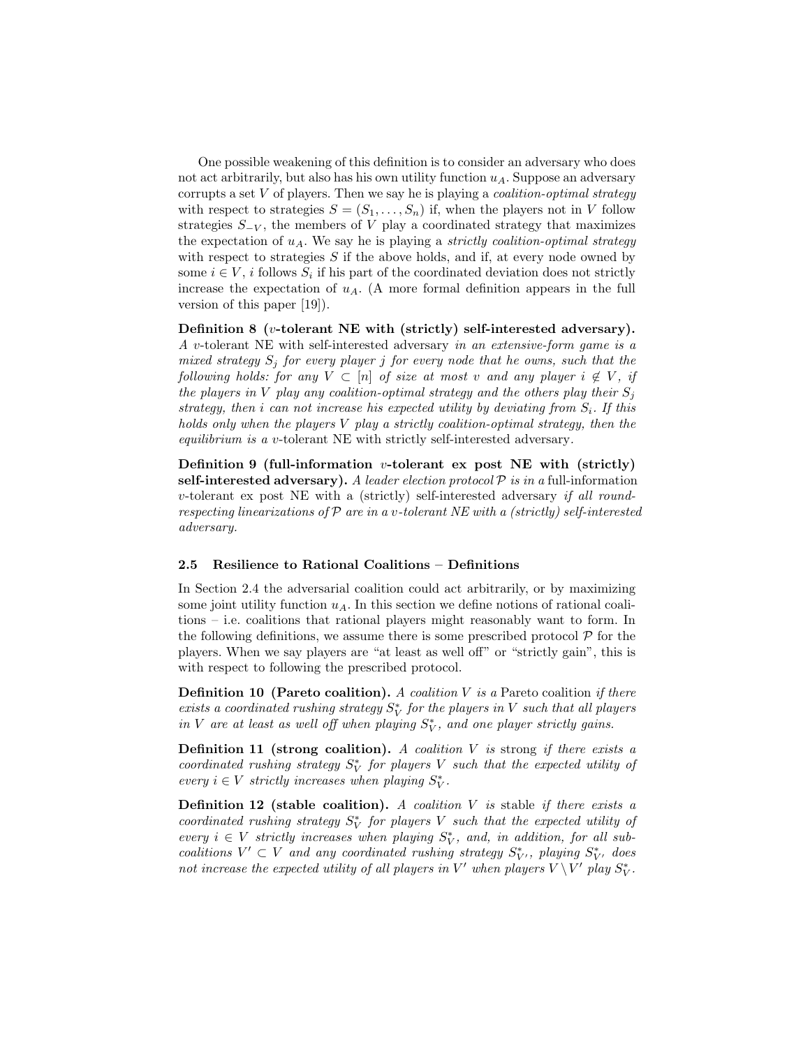One possible weakening of this definition is to consider an adversary who does not act arbitrarily, but also has his own utility function $u_A$. Suppose an adversary corrupts a set $V$ of players. Then we say he is playing a *coalition-optimal strategy* with respect to strategies $S = (S_1, \ldots, S_n)$ if, when the players not in $V$ follow strategies $S_{-V}$, the members of $V$ play a coordinated strategy that maximizes the expectation of $u_A$. We say he is playing a *strictly coalition-optimal strategy* with respect to strategies $S$ if the above holds, and if, at every node owned by some $i \in V$, $i$ follows $S_i$ if his part of the coordinated deviation does not strictly increase the expectation of $u_A$. (A more formal definition appears in the full version of this paper [19]).

**Definition 8 ($v$-tolerant NE with (strictly) self-interested adversary).** *A* $v$-tolerant NE with self-interested adversary *in an extensive-form game is a mixed strategy $S_j$ for every player $j$ for every node that he owns, such that the following holds: for any $V \subset [n]$ of size at most $v$ and any player $i \notin V$, if the players in $V$ play any coalition-optimal strategy and the others play their $S_j$ strategy, then $i$ can not increase his expected utility by deviating from $S_i$. If this holds only when the players $V$ play a strictly coalition-optimal strategy, then the equilibrium is a* $v$-tolerant NE with strictly self-interested adversary.

**Definition 9 (full-information $v$-tolerant ex post NE with (strictly) self-interested adversary).** *A leader election protocol $\mathcal{P}$ is in a* full-information $v$-tolerant ex post NE with a (strictly) self-interested adversary *if all round-respecting linearizations of $\mathcal{P}$ are in a $v$-tolerant NE with a (strictly) self-interested adversary.*

### 2.5 Resilience to Rational Coalitions – Definitions

In Section 2.4 the adversarial coalition could act arbitrarily, or by maximizing some joint utility function $u_A$. In this section we define notions of rational coalitions – i.e. coalitions that rational players might reasonably want to form. In the following definitions, we assume there is some prescribed protocol $\mathcal{P}$ for the players. When we say players are "at least as well off" or "strictly gain", this is with respect to following the prescribed protocol.

**Definition 10 (Pareto coalition).** *A coalition $V$ is a* Pareto coalition *if there exists a coordinated rushing strategy $S_V^*$ for the players in $V$ such that all players in $V$ are at least as well off when playing $S_V^*$, and one player strictly gains.*

**Definition 11 (strong coalition).** *A coalition $V$ is* strong *if there exists a coordinated rushing strategy $S_V^*$ for players $V$ such that the expected utility of every $i \in V$ strictly increases when playing $S_V^*$.*

**Definition 12 (stable coalition).** *A coalition $V$ is* stable *if there exists a coordinated rushing strategy $S_V^*$ for players $V$ such that the expected utility of every $i \in V$ strictly increases when playing $S_V^*$, and, in addition, for all sub-coalitions $V' \subset V$ and any coordinated rushing strategy $S_{V'}^*$, playing $S_{V'}^*$ does not increase the expected utility of all players in $V'$ when players $V \setminus V'$ play $S_V^*$.*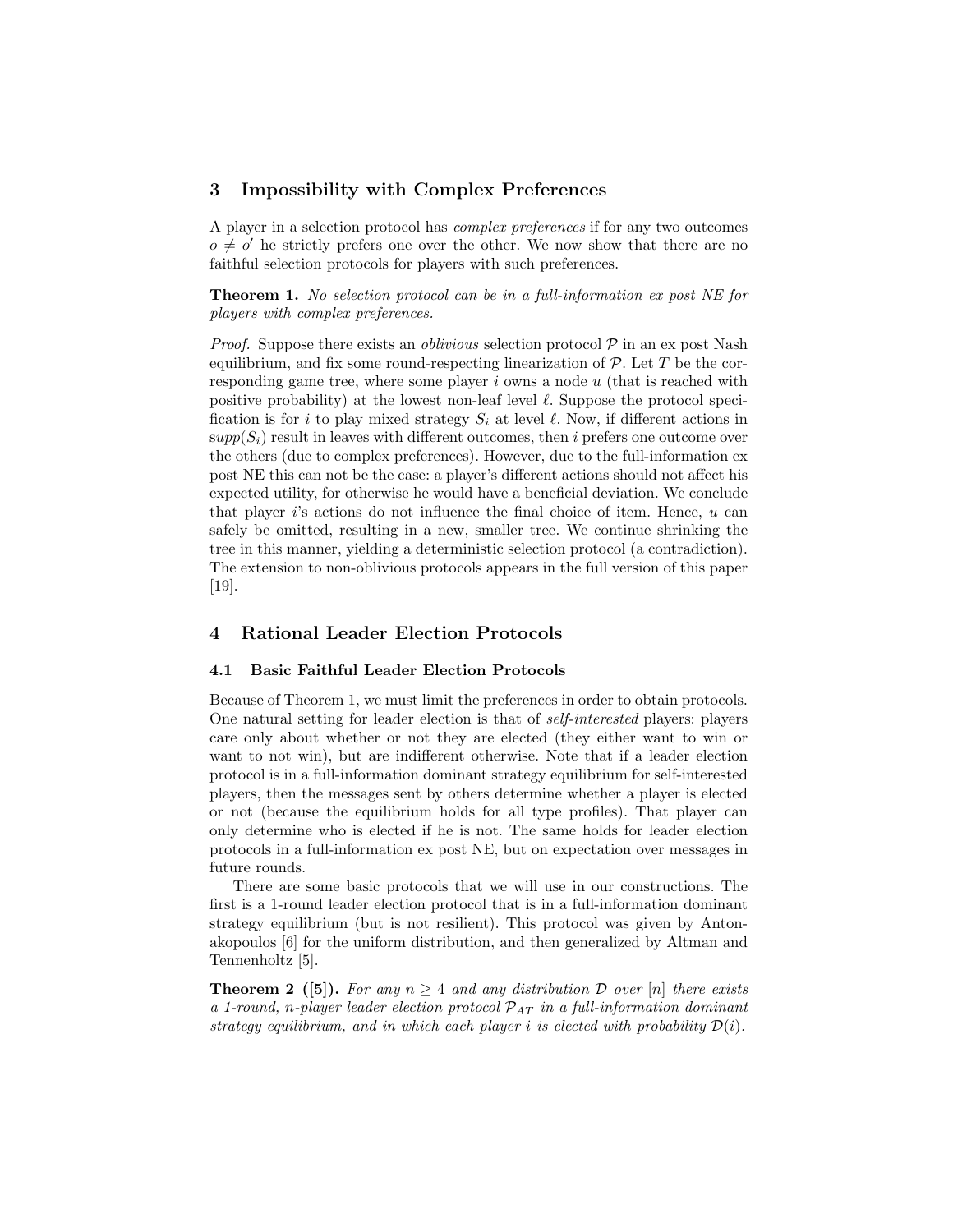## 3 Impossibility with Complex Preferences

A player in a selection protocol has *complex preferences* if for any two outcomes $o \neq o'$ he strictly prefers one over the other. We now show that there are no faithful selection protocols for players with such preferences.

**Theorem 1.** *No selection protocol can be in a full-information ex post NE for players with complex preferences.*

*Proof.* Suppose there exists an *oblivious* selection protocol $\mathcal{P}$ in an ex post Nash equilibrium, and fix some round-respecting linearization of $\mathcal{P}$. Let $T$ be the corresponding game tree, where some player $i$ owns a node $u$ (that is reached with positive probability) at the lowest non-leaf level $\ell$. Suppose the protocol specification is for $i$ to play mixed strategy $S_i$ at level $\ell$. Now, if different actions in $supp(S_i)$ result in leaves with different outcomes, then $i$ prefers one outcome over the others (due to complex preferences). However, due to the full-information ex post NE this can not be the case: a player's different actions should not affect his expected utility, for otherwise he would have a beneficial deviation. We conclude that player $i$'s actions do not influence the final choice of item. Hence, $u$ can safely be omitted, resulting in a new, smaller tree. We continue shrinking the tree in this manner, yielding a deterministic selection protocol (a contradiction). The extension to non-oblivious protocols appears in the full version of this paper [19].

## 4 Rational Leader Election Protocols

### 4.1 Basic Faithful Leader Election Protocols

Because of Theorem 1, we must limit the preferences in order to obtain protocols. One natural setting for leader election is that of *self-interested* players: players care only about whether or not they are elected (they either want to win or want to not win), but are indifferent otherwise. Note that if a leader election protocol is in a full-information dominant strategy equilibrium for self-interested players, then the messages sent by others determine whether a player is elected or not (because the equilibrium holds for all type profiles). That player can only determine who is elected if he is not. The same holds for leader election protocols in a full-information ex post NE, but on expectation over messages in future rounds.

There are some basic protocols that we will use in our constructions. The first is a 1-round leader election protocol that is in a full-information dominant strategy equilibrium (but is not resilient). This protocol was given by Antonakopoulos [6] for the uniform distribution, and then generalized by Altman and Tennenholtz [5].

**Theorem 2 ([5]).** *For any $n \geq 4$ and any distribution $\mathcal{D}$ over $[n]$ there exists a 1-round, $n$-player leader election protocol $\mathcal{P}_{AT}$ in a full-information dominant strategy equilibrium, and in which each player $i$ is elected with probability $\mathcal{D}(i)$.*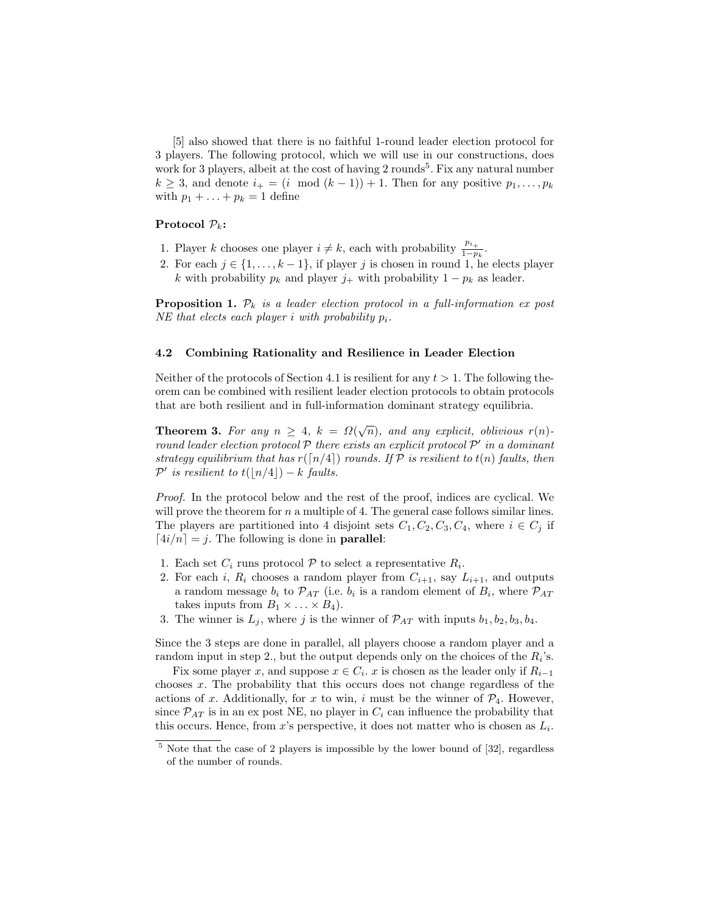[5] also showed that there is no faithful 1-round leader election protocol for 3 players. The following protocol, which we will use in our constructions, does work for 3 players, albeit at the cost of having 2 rounds[5]. Fix any natural number $k \geq 3$, and denote $i_+ = (i \mod (k-1)) + 1$. Then for any positive $p_1, \ldots, p_k$ with $p_1 + \ldots + p_k = 1$ define

**Protocol $\mathcal{P}_k$:**

1. Player $k$ chooses one player $i \neq k$, each with probability $\frac{p_{i_+}}{1-p_k}$.
2. For each $j \in \{1, \ldots, k-1\}$, if player $j$ is chosen in round 1, he elects player $k$ with probability $p_k$ and player $j_+$ with probability $1 - p_k$ as leader.

**Proposition 1.** *$\mathcal{P}_k$ is a leader election protocol in a full-information ex post NE that elects each player $i$ with probability $p_i$.*

### 4.2 Combining Rationality and Resilience in Leader Election

Neither of the protocols of Section 4.1 is resilient for any $t > 1$. The following theorem can be combined with resilient leader election protocols to obtain protocols that are both resilient and in full-information dominant strategy equilibria.

**Theorem 3.** *For any $n \geq 4$, $k = \Omega(\sqrt{n})$, and any explicit, oblivious $r(n)$-round leader election protocol $\mathcal{P}$ there exists an explicit protocol $\mathcal{P}'$ in a dominant strategy equilibrium that has $r(\lceil n/4 \rceil)$ rounds. If $\mathcal{P}$ is resilient to $t(n)$ faults, then $\mathcal{P}'$ is resilient to $t(\lfloor n/4 \rfloor) - k$ faults.*

*Proof.* In the protocol below and the rest of the proof, indices are cyclical. We will prove the theorem for $n$ a multiple of 4. The general case follows similar lines. The players are partitioned into 4 disjoint sets $C_1, C_2, C_3, C_4$, where $i \in C_j$ if $\lceil 4i/n \rceil = j$. The following is done in **parallel**:

1. Each set $C_i$ runs protocol $\mathcal{P}$ to select a representative $R_i$.
2. For each $i$, $R_i$ chooses a random player from $C_{i+1}$, say $L_{i+1}$, and outputs a random message $b_i$ to $\mathcal{P}_{AT}$ (i.e. $b_i$ is a random element of $B_i$, where $\mathcal{P}_{AT}$ takes inputs from $B_1 \times \ldots \times B_4$).
3. The winner is $L_j$, where $j$ is the winner of $\mathcal{P}_{AT}$ with inputs $b_1, b_2, b_3, b_4$.

Since the 3 steps are done in parallel, all players choose a random player and a random input in step 2., but the output depends only on the choices of the $R_i$'s.

Fix some player $x$, and suppose $x \in C_i$. $x$ is chosen as the leader only if $R_{i-1}$ chooses $x$. The probability that this occurs does not change regardless of the actions of $x$. Additionally, for $x$ to win, $i$ must be the winner of $\mathcal{P}_4$. However, since $\mathcal{P}_{AT}$ is in an ex post NE, no player in $C_i$ can influence the probability that this occurs. Hence, from $x$'s perspective, it does not matter who is chosen as $L_i$.

[5] Note that the case of 2 players is impossible by the lower bound of [32], regardless of the number of rounds.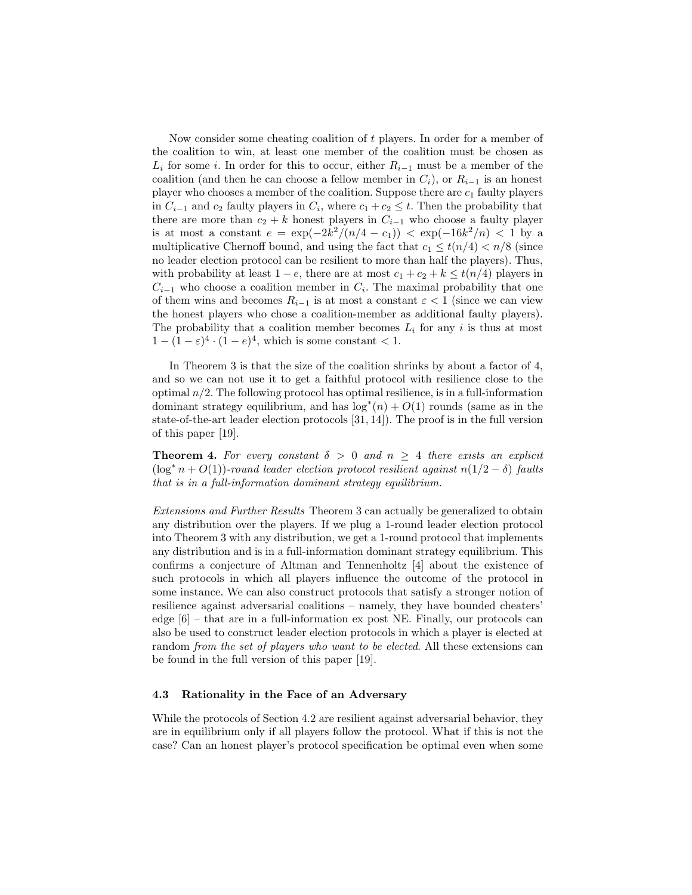Now consider some cheating coalition of $t$ players. In order for a member of the coalition to win, at least one member of the coalition must be chosen as $L_i$ for some $i$. In order for this to occur, either $R_{i-1}$ must be a member of the coalition (and then he can choose a fellow member in $C_i$), or $R_{i-1}$ is an honest player who chooses a member of the coalition. Suppose there are $c_1$ faulty players in $C_{i-1}$ and $c_2$ faulty players in $C_i$, where $c_1 + c_2 \leq t$. Then the probability that there are more than $c_2 + k$ honest players in $C_{i-1}$ who choose a faulty player is at most a constant $e = \exp(-2k^2/(n/4 - c_1)) < \exp(-16k^2/n) < 1$ by a multiplicative Chernoff bound, and using the fact that $c_1 \leq t(n/4) < n/8$ (since no leader election protocol can be resilient to more than half the players). Thus, with probability at least $1 - e$, there are at most $c_1 + c_2 + k \leq t(n/4)$ players in $C_{i-1}$ who choose a coalition member in $C_i$. The maximal probability that one of them wins and becomes $R_{i-1}$ is at most a constant $\varepsilon < 1$ (since we can view the honest players who chose a coalition-member as additional faulty players). The probability that a coalition member becomes $L_i$ for any $i$ is thus at most $1 - (1 - \varepsilon)^4 \cdot (1 - e)^4$, which is some constant $< 1$.

In Theorem 3 is that the size of the coalition shrinks by about a factor of 4, and so we can not use it to get a faithful protocol with resilience close to the optimal $n/2$. The following protocol has optimal resilience, is in a full-information dominant strategy equilibrium, and has $\log^*(n) + O(1)$ rounds (same as in the state-of-the-art leader election protocols [31, 14]). The proof is in the full version of this paper [19].

**Theorem 4.** *For every constant $\delta > 0$ and $n \geq 4$ there exists an explicit $(\log^* n + O(1))$-round leader election protocol resilient against $n(1/2 - \delta)$ faults that is in a full-information dominant strategy equilibrium.*

*Extensions and Further Results* Theorem 3 can actually be generalized to obtain any distribution over the players. If we plug a 1-round leader election protocol into Theorem 3 with any distribution, we get a 1-round protocol that implements any distribution and is in a full-information dominant strategy equilibrium. This confirms a conjecture of Altman and Tennenholtz [4] about the existence of such protocols in which all players influence the outcome of the protocol in some instance. We can also construct protocols that satisfy a stronger notion of resilience against adversarial coalitions – namely, they have bounded cheaters' edge [6] – that are in a full-information ex post NE. Finally, our protocols can also be used to construct leader election protocols in which a player is elected at random *from the set of players who want to be elected*. All these extensions can be found in the full version of this paper [19].

### 4.3 Rationality in the Face of an Adversary

While the protocols of Section 4.2 are resilient against adversarial behavior, they are in equilibrium only if all players follow the protocol. What if this is not the case? Can an honest player's protocol specification be optimal even when some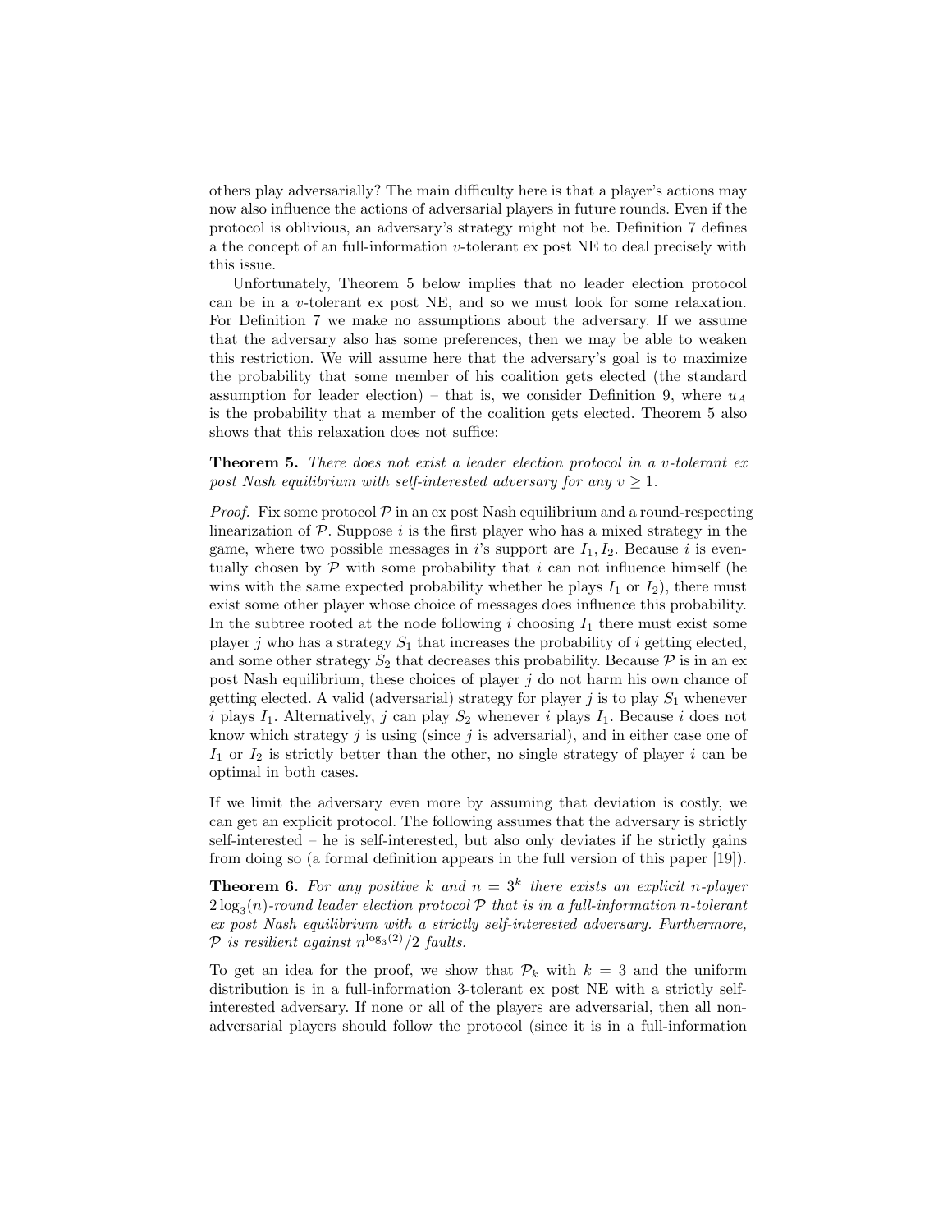others play adversarially? The main difficulty here is that a player's actions may now also influence the actions of adversarial players in future rounds. Even if the protocol is oblivious, an adversary's strategy might not be. Definition 7 defines a the concept of an full-information $v$-tolerant ex post NE to deal precisely with this issue.

Unfortunately, Theorem 5 below implies that no leader election protocol can be in a $v$-tolerant ex post NE, and so we must look for some relaxation. For Definition 7 we make no assumptions about the adversary. If we assume that the adversary also has some preferences, then we may be able to weaken this restriction. We will assume here that the adversary's goal is to maximize the probability that some member of his coalition gets elected (the standard assumption for leader election) – that is, we consider Definition 9, where $u_A$ is the probability that a member of the coalition gets elected. Theorem 5 also shows that this relaxation does not suffice:

**Theorem 5.** *There does not exist a leader election protocol in a $v$-tolerant ex post Nash equilibrium with self-interested adversary for any $v \geq 1$.*

*Proof.* Fix some protocol $\mathcal{P}$ in an ex post Nash equilibrium and a round-respecting linearization of $\mathcal{P}$. Suppose $i$ is the first player who has a mixed strategy in the game, where two possible messages in $i$'s support are $I_1, I_2$. Because $i$ is eventually chosen by $\mathcal{P}$ with some probability that $i$ can not influence himself (he wins with the same expected probability whether he plays $I_1$ or $I_2$), there must exist some other player whose choice of messages does influence this probability. In the subtree rooted at the node following $i$ choosing $I_1$ there must exist some player $j$ who has a strategy $S_1$ that increases the probability of $i$ getting elected, and some other strategy $S_2$ that decreases this probability. Because $\mathcal{P}$ is in an ex post Nash equilibrium, these choices of player $j$ do not harm his own chance of getting elected. A valid (adversarial) strategy for player $j$ is to play $S_1$ whenever $i$ plays $I_1$. Alternatively, $j$ can play $S_2$ whenever $i$ plays $I_1$. Because $i$ does not know which strategy $j$ is using (since $j$ is adversarial), and in either case one of $I_1$ or $I_2$ is strictly better than the other, no single strategy of player $i$ can be optimal in both cases.

If we limit the adversary even more by assuming that deviation is costly, we can get an explicit protocol. The following assumes that the adversary is strictly self-interested – he is self-interested, but also only deviates if he strictly gains from doing so (a formal definition appears in the full version of this paper [19]).

**Theorem 6.** *For any positive $k$ and $n = 3^k$ there exists an explicit $n$-player $2\log_3(n)$-round leader election protocol $\mathcal{P}$ that is in a full-information $n$-tolerant ex post Nash equilibrium with a strictly self-interested adversary. Furthermore, $\mathcal{P}$ is resilient against $n^{\log_3(2)}/2$ faults.*

To get an idea for the proof, we show that $\mathcal{P}_k$ with $k = 3$ and the uniform distribution is in a full-information 3-tolerant ex post NE with a strictly self-interested adversary. If none or all of the players are adversarial, then all non-adversarial players should follow the protocol (since it is in a full-information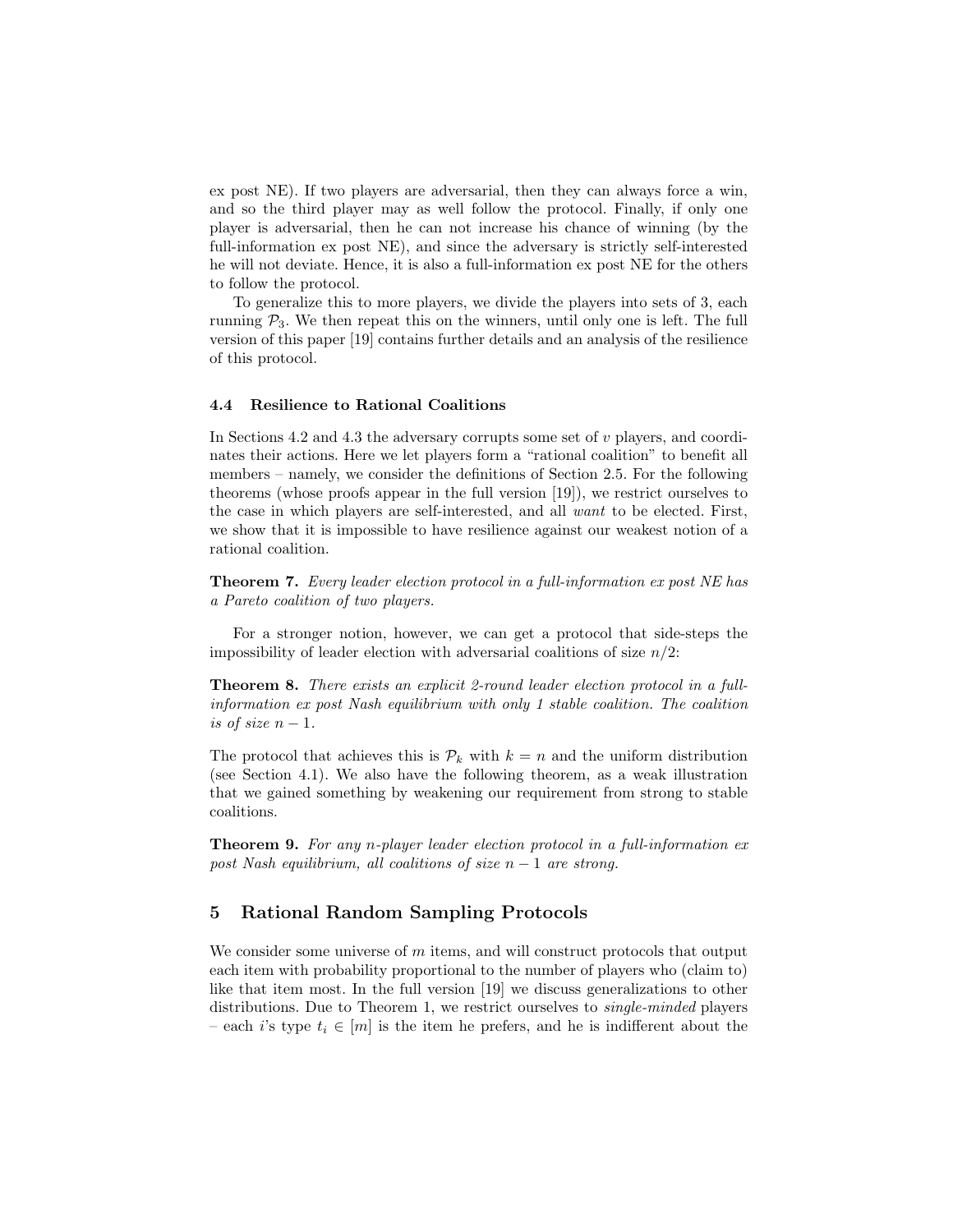ex post NE). If two players are adversarial, then they can always force a win, and so the third player may as well follow the protocol. Finally, if only one player is adversarial, then he can not increase his chance of winning (by the full-information ex post NE), and since the adversary is strictly self-interested he will not deviate. Hence, it is also a full-information ex post NE for the others to follow the protocol.

To generalize this to more players, we divide the players into sets of 3, each running $\mathcal{P}_3$. We then repeat this on the winners, until only one is left. The full version of this paper [19] contains further details and an analysis of the resilience of this protocol.

### 4.4 Resilience to Rational Coalitions

In Sections 4.2 and 4.3 the adversary corrupts some set of $v$ players, and coordinates their actions. Here we let players form a "rational coalition" to benefit all members – namely, we consider the definitions of Section 2.5. For the following theorems (whose proofs appear in the full version [19]), we restrict ourselves to the case in which players are self-interested, and all *want* to be elected. First, we show that it is impossible to have resilience against our weakest notion of a rational coalition.

**Theorem 7.** *Every leader election protocol in a full-information ex post NE has a Pareto coalition of two players.*

For a stronger notion, however, we can get a protocol that side-steps the impossibility of leader election with adversarial coalitions of size $n/2$:

**Theorem 8.** *There exists an explicit 2-round leader election protocol in a full-information ex post Nash equilibrium with only 1 stable coalition. The coalition is of size $n-1$.*

The protocol that achieves this is $\mathcal{P}_k$ with $k = n$ and the uniform distribution (see Section 4.1). We also have the following theorem, as a weak illustration that we gained something by weakening our requirement from strong to stable coalitions.

**Theorem 9.** *For any $n$-player leader election protocol in a full-information ex post Nash equilibrium, all coalitions of size $n-1$ are strong.*

## 5 Rational Random Sampling Protocols

We consider some universe of $m$ items, and will construct protocols that output each item with probability proportional to the number of players who (claim to) like that item most. In the full version [19] we discuss generalizations to other distributions. Due to Theorem 1, we restrict ourselves to *single-minded* players – each $i$'s type $t_i \in [m]$ is the item he prefers, and he is indifferent about the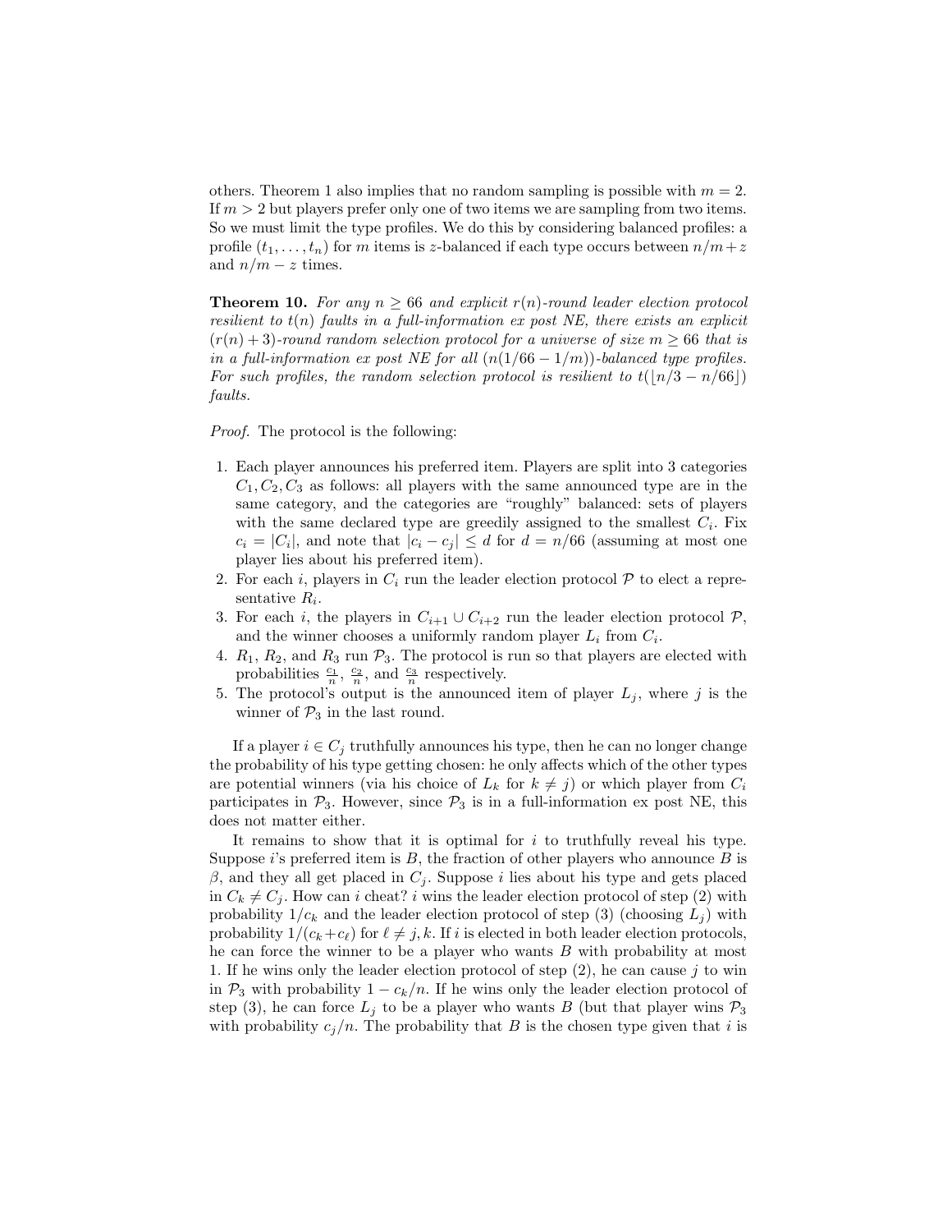others. Theorem 1 also implies that no random sampling is possible with $m = 2$. If $m > 2$ but players prefer only one of two items we are sampling from two items. So we must limit the type profiles. We do this by considering balanced profiles: a profile $(t_1, \ldots, t_n)$ for $m$ items is $z$-balanced if each type occurs between $n/m + z$ and $n/m - z$ times.

**Theorem 10.** *For any $n \geq 66$ and explicit $r(n)$-round leader election protocol resilient to $t(n)$ faults in a full-information ex post NE, there exists an explicit $(r(n) + 3)$-round random selection protocol for a universe of size $m \geq 66$ that is in a full-information ex post NE for all $(n(1/66 - 1/m))$-balanced type profiles. For such profiles, the random selection protocol is resilient to $t(\lfloor n/3 - n/66 \rfloor)$ faults.*

*Proof.* The protocol is the following:

1. Each player announces his preferred item. Players are split into 3 categories $C_1, C_2, C_3$ as follows: all players with the same announced type are in the same category, and the categories are "roughly" balanced: sets of players with the same declared type are greedily assigned to the smallest $C_i$. Fix $c_i = |C_i|$, and note that $|c_i - c_j| \leq d$ for $d = n/66$ (assuming at most one player lies about his preferred item).
2. For each $i$, players in $C_i$ run the leader election protocol $\mathcal{P}$ to elect a representative $R_i$.
3. For each $i$, the players in $C_{i+1} \cup C_{i+2}$ run the leader election protocol $\mathcal{P}$, and the winner chooses a uniformly random player $L_i$ from $C_i$.
4. $R_1$, $R_2$, and $R_3$ run $\mathcal{P}_3$. The protocol is run so that players are elected with probabilities $\frac{c_1}{n}$, $\frac{c_2}{n}$, and $\frac{c_3}{n}$ respectively.
5. The protocol's output is the announced item of player $L_j$, where $j$ is the winner of $\mathcal{P}_3$ in the last round.

If a player $i \in C_j$ truthfully announces his type, then he can no longer change the probability of his type getting chosen: he only affects which of the other types are potential winners (via his choice of $L_k$ for $k \neq j$) or which player from $C_i$ participates in $\mathcal{P}_3$. However, since $\mathcal{P}_3$ is in a full-information ex post NE, this does not matter either.

It remains to show that it is optimal for $i$ to truthfully reveal his type. Suppose $i$'s preferred item is $B$, the fraction of other players who announce $B$ is $\beta$, and they all get placed in $C_j$. Suppose $i$ lies about his type and gets placed in $C_k \neq C_j$. How can $i$ cheat? $i$ wins the leader election protocol of step (2) with probability $1/c_k$ and the leader election protocol of step (3) (choosing $L_j$) with probability $1/(c_k + c_\ell)$ for $\ell \neq j, k$. If $i$ is elected in both leader election protocols, he can force the winner to be a player who wants $B$ with probability at most 1. If he wins only the leader election protocol of step (2), he can cause $j$ to win in $\mathcal{P}_3$ with probability $1 - c_k/n$. If he wins only the leader election protocol of step (3), he can force $L_j$ to be a player who wants $B$ (but that player wins $\mathcal{P}_3$ with probability $c_j/n$. The probability that $B$ is the chosen type given that $i$ is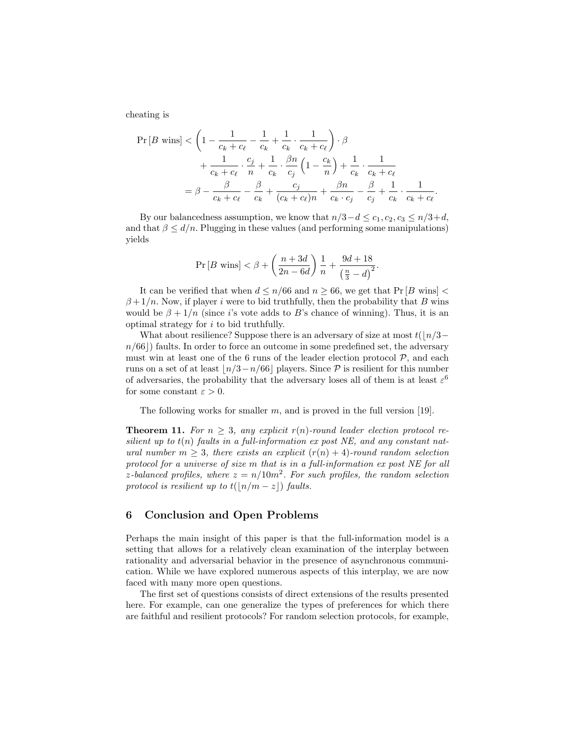cheating is

$$
\begin{aligned}
\Pr[B \text{ wins}] &< \left(1 - \frac{1}{c_k + c_\ell} - \frac{1}{c_k} + \frac{1}{c_k} \cdot \frac{1}{c_k + c_\ell}\right) \cdot \beta \\
&\quad + \frac{1}{c_k + c_\ell} \cdot \frac{c_j}{n} + \frac{1}{c_k} \cdot \frac{\beta n}{c_j}\left(1 - \frac{c_k}{n}\right) + \frac{1}{c_k} \cdot \frac{1}{c_k + c_\ell} \\
&= \beta - \frac{\beta}{c_k + c_\ell} - \frac{\beta}{c_k} + \frac{c_j}{(c_k + c_\ell)n} + \frac{\beta n}{c_k \cdot c_j} - \frac{\beta}{c_j} + \frac{1}{c_k} \cdot \frac{1}{c_k + c_\ell}.
\end{aligned}
$$

By our balancedness assumption, we know that $n/3 - d \le c_1, c_2, c_3 \le n/3 + d$, and that $\beta \le d/n$. Plugging in these values (and performing some manipulations) yields

$$
\Pr[B \text{ wins}] < \beta + \left(\frac{n + 3d}{2n - 6d}\right)\frac{1}{n} + \frac{9d + 18}{\left(\frac{n}{3} - d\right)^2}.
$$

It can be verified that when $d \le n/66$ and $n \ge 66$, we get that $\Pr[B \text{ wins}] < \beta + 1/n$. Now, if player $i$ were to bid truthfully, then the probability that $B$ wins would be $\beta + 1/n$ (since $i$'s vote adds to $B$'s chance of winning). Thus, it is an optimal strategy for $i$ to bid truthfully.

What about resilience? Suppose there is an adversary of size at most $t(\lfloor n/3 - n/66 \rfloor)$ faults. In order to force an outcome in some predefined set, the adversary must win at least one of the 6 runs of the leader election protocol $\mathcal{P}$, and each runs on a set of at least $\lfloor n/3 - n/66 \rfloor$ players. Since $\mathcal{P}$ is resilient for this number of adversaries, the probability that the adversary loses all of them is at least $\varepsilon^6$ for some constant $\varepsilon > 0$.

The following works for smaller $m$, and is proved in the full version [19].

**Theorem 11.** *For $n \ge 3$, any explicit $r(n)$-round leader election protocol resilient up to $t(n)$ faults in a full-information ex post NE, and any constant natural number $m \ge 3$, there exists an explicit $(r(n) + 4)$-round random selection protocol for a universe of size $m$ that is in a full-information ex post NE for all $z$-balanced profiles, where $z = n/10m^2$. For such profiles, the random selection protocol is resilient up to $t(\lfloor n/m - z \rfloor)$ faults.*

## 6 Conclusion and Open Problems

Perhaps the main insight of this paper is that the full-information model is a setting that allows for a relatively clean examination of the interplay between rationality and adversarial behavior in the presence of asynchronous communication. While we have explored numerous aspects of this interplay, we are now faced with many more open questions.

The first set of questions consists of direct extensions of the results presented here. For example, can one generalize the types of preferences for which there are faithful and resilient protocols? For random selection protocols, for example,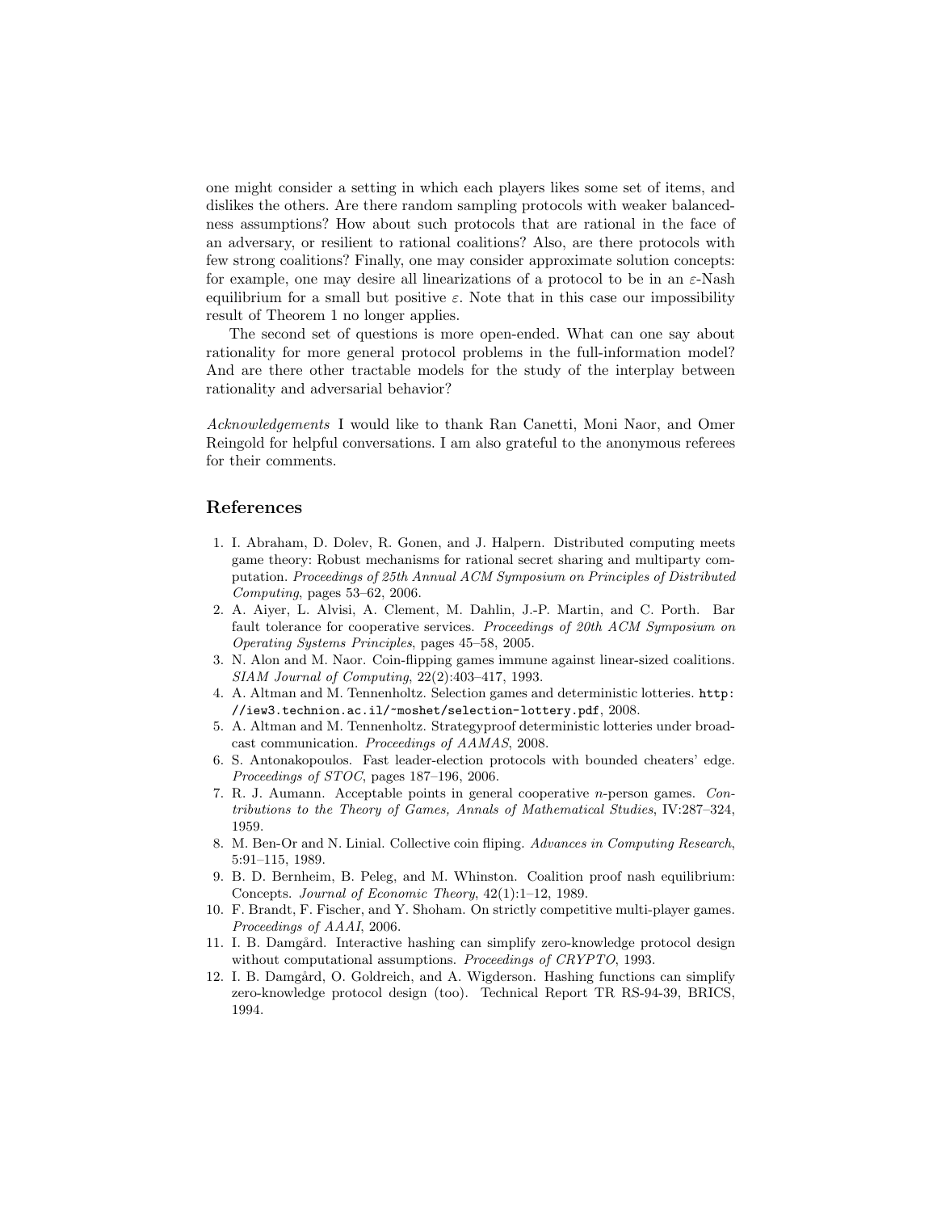one might consider a setting in which each players likes some set of items, and dislikes the others. Are there random sampling protocols with weaker balancedness assumptions? How about such protocols that are rational in the face of an adversary, or resilient to rational coalitions? Also, are there protocols with few strong coalitions? Finally, one may consider approximate solution concepts: for example, one may desire all linearizations of a protocol to be in an $\varepsilon$-Nash equilibrium for a small but positive $\varepsilon$. Note that in this case our impossibility result of Theorem 1 no longer applies.

The second set of questions is more open-ended. What can one say about rationality for more general protocol problems in the full-information model? And are there other tractable models for the study of the interplay between rationality and adversarial behavior?

*Acknowledgements* I would like to thank Ran Canetti, Moni Naor, and Omer Reingold for helpful conversations. I am also grateful to the anonymous referees for their comments.

## References

1. I. Abraham, D. Dolev, R. Gonen, and J. Halpern. Distributed computing meets game theory: Robust mechanisms for rational secret sharing and multiparty computation. *Proceedings of 25th Annual ACM Symposium on Principles of Distributed Computing*, pages 53–62, 2006.
2. A. Aiyer, L. Alvisi, A. Clement, M. Dahlin, J.-P. Martin, and C. Porth. Bar fault tolerance for cooperative services. *Proceedings of 20th ACM Symposium on Operating Systems Principles*, pages 45–58, 2005.
3. N. Alon and M. Naor. Coin-flipping games immune against linear-sized coalitions. *SIAM Journal of Computing*, 22(2):403–417, 1993.
4. A. Altman and M. Tennenholtz. Selection games and deterministic lotteries. `http://iew3.technion.ac.il/~moshet/selection-lottery.pdf`, 2008.
5. A. Altman and M. Tennenholtz. Strategyproof deterministic lotteries under broadcast communication. *Proceedings of AAMAS*, 2008.
6. S. Antonakopoulos. Fast leader-election protocols with bounded cheaters' edge. *Proceedings of STOC*, pages 187–196, 2006.
7. R. J. Aumann. Acceptable points in general cooperative $n$-person games. *Contributions to the Theory of Games, Annals of Mathematical Studies*, IV:287–324, 1959.
8. M. Ben-Or and N. Linial. Collective coin fliping. *Advances in Computing Research*, 5:91–115, 1989.
9. B. D. Bernheim, B. Peleg, and M. Whinston. Coalition proof nash equilibrium: Concepts. *Journal of Economic Theory*, 42(1):1–12, 1989.
10. F. Brandt, F. Fischer, and Y. Shoham. On strictly competitive multi-player games. *Proceedings of AAAI*, 2006.
11. I. B. Damgård. Interactive hashing can simplify zero-knowledge protocol design without computational assumptions. *Proceedings of CRYPTO*, 1993.
12. I. B. Damgård, O. Goldreich, and A. Wigderson. Hashing functions can simplify zero-knowledge protocol design (too). Technical Report TR RS-94-39, BRICS, 1994.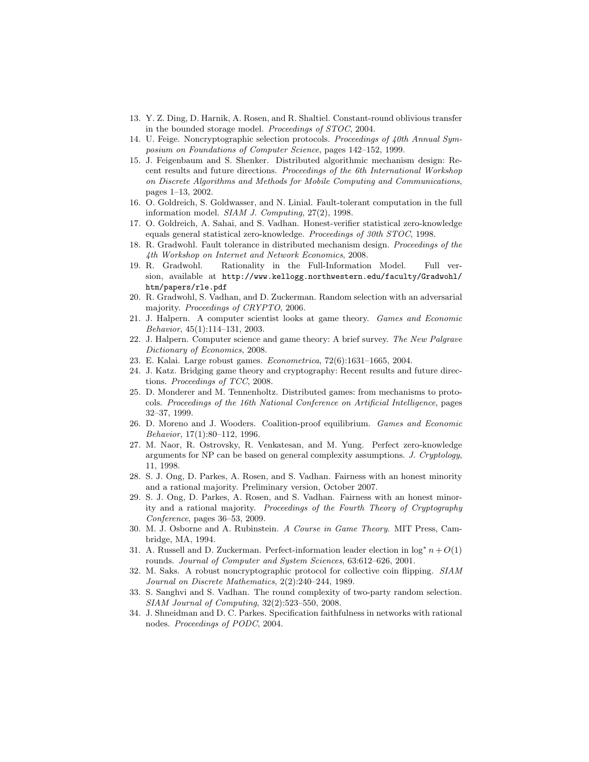13. Y. Z. Ding, D. Harnik, A. Rosen, and R. Shaltiel. Constant-round oblivious transfer in the bounded storage model. *Proceedings of STOC*, 2004.
14. U. Feige. Noncryptographic selection protocols. *Proceedings of 40th Annual Symposium on Foundations of Computer Science*, pages 142–152, 1999.
15. J. Feigenbaum and S. Shenker. Distributed algorithmic mechanism design: Recent results and future directions. *Proceedings of the 6th International Workshop on Discrete Algorithms and Methods for Mobile Computing and Communications*, pages 1–13, 2002.
16. O. Goldreich, S. Goldwasser, and N. Linial. Fault-tolerant computation in the full information model. *SIAM J. Computing*, 27(2), 1998.
17. O. Goldreich, A. Sahai, and S. Vadhan. Honest-verifier statistical zero-knowledge equals general statistical zero-knowledge. *Proceedings of 30th STOC*, 1998.
18. R. Gradwohl. Fault tolerance in distributed mechanism design. *Proceedings of the 4th Workshop on Internet and Network Economics*, 2008.
19. R. Gradwohl. Rationality in the Full-Information Model. Full version, available at `http://www.kellogg.northwestern.edu/faculty/Gradwohl/htm/papers/rle.pdf`
20. R. Gradwohl, S. Vadhan, and D. Zuckerman. Random selection with an adversarial majority. *Proceedings of CRYPTO*, 2006.
21. J. Halpern. A computer scientist looks at game theory. *Games and Economic Behavior*, 45(1):114–131, 2003.
22. J. Halpern. Computer science and game theory: A brief survey. *The New Palgrave Dictionary of Economics*, 2008.
23. E. Kalai. Large robust games. *Econometrica*, 72(6):1631–1665, 2004.
24. J. Katz. Bridging game theory and cryptography: Recent results and future directions. *Proceedings of TCC*, 2008.
25. D. Monderer and M. Tennenholtz. Distributed games: from mechanisms to protocols. *Proceedings of the 16th National Conference on Artificial Intelligence*, pages 32–37, 1999.
26. D. Moreno and J. Wooders. Coalition-proof equilibrium. *Games and Economic Behavior*, 17(1):80–112, 1996.
27. M. Naor, R. Ostrovsky, R. Venkatesan, and M. Yung. Perfect zero-knowledge arguments for NP can be based on general complexity assumptions. *J. Cryptology*, 11, 1998.
28. S. J. Ong, D. Parkes, A. Rosen, and S. Vadhan. Fairness with an honest minority and a rational majority. Preliminary version, October 2007.
29. S. J. Ong, D. Parkes, A. Rosen, and S. Vadhan. Fairness with an honest minority and a rational majority. *Proceedings of the Fourth Theory of Cryptography Conference*, pages 36–53, 2009.
30. M. J. Osborne and A. Rubinstein. *A Course in Game Theory*. MIT Press, Cambridge, MA, 1994.
31. A. Russell and D. Zuckerman. Perfect-information leader election in $\log^* n + O(1)$ rounds. *Journal of Computer and System Sciences*, 63:612–626, 2001.
32. M. Saks. A robust noncryptographic protocol for collective coin flipping. *SIAM Journal on Discrete Mathematics*, 2(2):240–244, 1989.
33. S. Sanghvi and S. Vadhan. The round complexity of two-party random selection. *SIAM Journal of Computing*, 32(2):523–550, 2008.
34. J. Shneidman and D. C. Parkes. Specification faithfulness in networks with rational nodes. *Proceedings of PODC*, 2004.